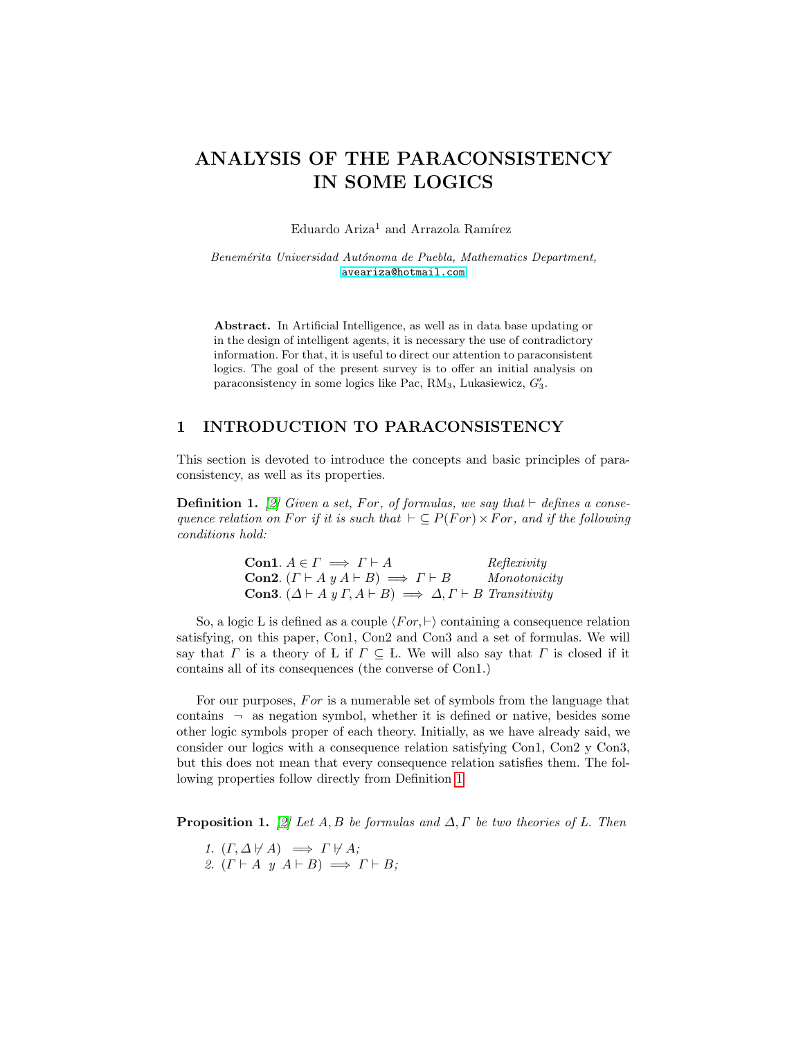# ANALYSIS OF THE PARACONSISTENCY IN SOME LOGICS

Eduardo Ariza[1] and Arrazola Ramírez

*Benemérita Universidad Autónoma de Puebla, Mathematics Department,*
avaeariza@hotmail.com

**Abstract.** In Artificial Intelligence, as well as in data base updating or in the design of intelligent agents, it is necessary the use of contradictory information. For that, it is useful to direct our attention to paraconsistent logics. The goal of the present survey is to offer an initial analysis on paraconsistency in some logics like Pac, $\mathrm{RM}_3$, Lukasiewicz, $G_3'$.

## 1 INTRODUCTION TO PARACONSISTENCY

This section is devoted to introduce the concepts and basic principles of paraconsistency, as well as its properties.

**Definition 1.** *[2] Given a set, $For$, of formulas, we say that $\vdash$ defines a consequence relation on $For$ if it is such that $\vdash \subseteq P(For) \times For$, and if the following conditions hold:*

**Con1**. $A \in \Gamma \implies \Gamma \vdash A$ *Reflexivity*
**Con2**. $(\Gamma \vdash A \text{ y } A \vdash B) \implies \Gamma \vdash B$ *Monotonicity*
**Con3**. $(\Delta \vdash A \text{ y } \Gamma, A \vdash B) \implies \Delta, \Gamma \vdash B$ *Transitivity*

So, a logic L is defined as a couple $\langle For, \vdash \rangle$ containing a consequence relation satisfying, on this paper, Con1, Con2 and Con3 and a set of formulas. We will say that $\Gamma$ is a theory of L if $\Gamma \subseteq$ L. We will also say that $\Gamma$ is closed if it contains all of its consequences (the converse of Con1.)

For our purposes, $For$ is a numerable set of symbols from the language that contains $\neg$ as negation symbol, whether it is defined or native, besides some other logic symbols proper of each theory. Initially, as we have already said, we consider our logics with a consequence relation satisfying Con1, Con2 y Con3, but this does not mean that every consequence relation satisfies them. The following properties follow directly from Definition 1.

**Proposition 1.** *[2] Let $A, B$ be formulas and $\Delta, \Gamma$ be two theories of L. Then*

1. $(\Gamma, \Delta \nvdash A) \implies \Gamma \nvdash A$;
2. $(\Gamma \vdash A \text{ y } A \vdash B) \implies \Gamma \vdash B$;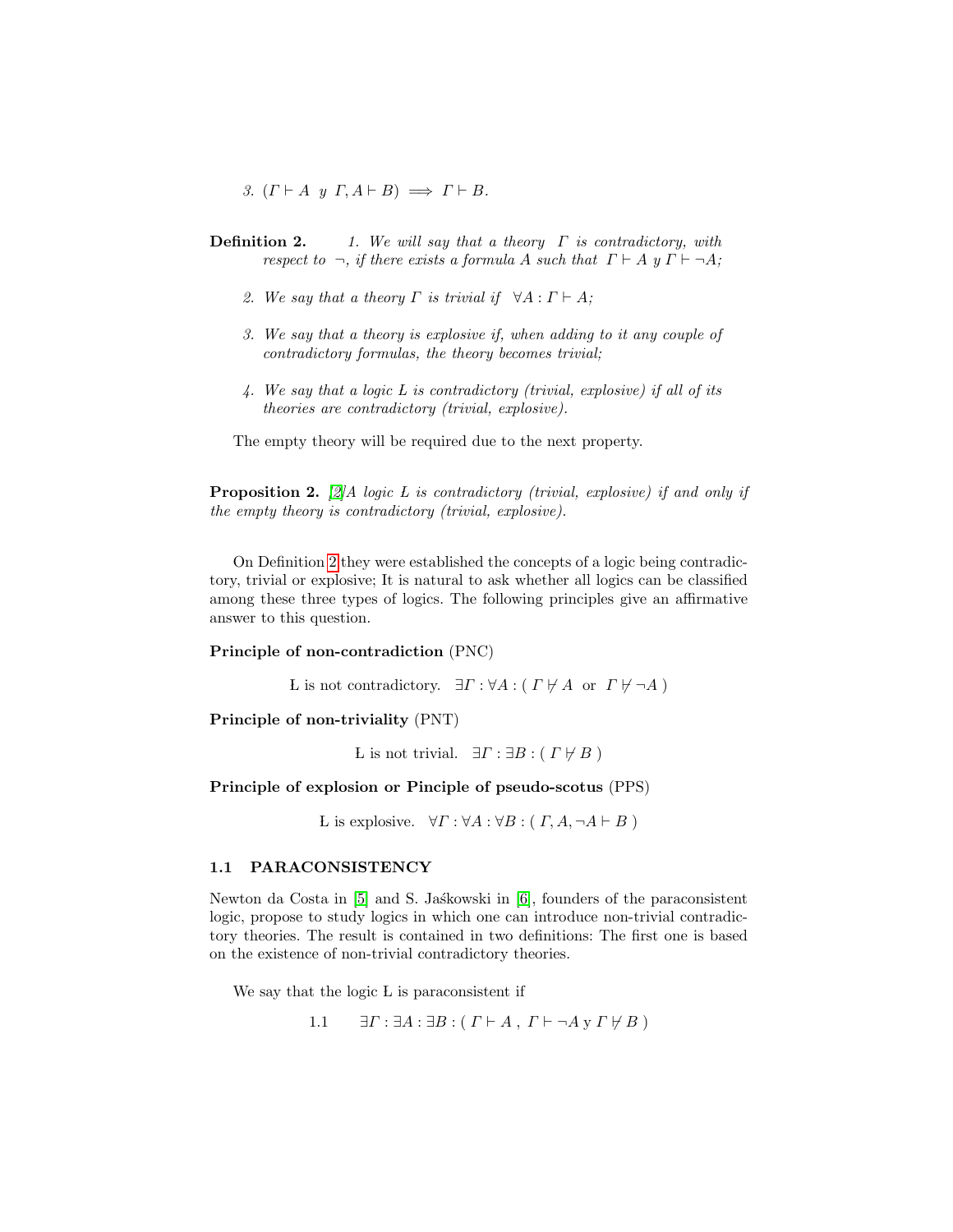3. $(\Gamma \vdash A \;\; y \;\; \Gamma, A \vdash B) \implies \Gamma \vdash B$.

**Definition 2.** 1. *We will say that a theory* $\Gamma$ *is contradictory, with respect to* $\neg$*, if there exists a formula* $A$ *such that* $\Gamma \vdash A$ *y* $\Gamma \vdash \neg A$*;*

2. *We say that a theory* $\Gamma$ *is trivial if* $\forall A : \Gamma \vdash A$*;*

3. *We say that a theory is explosive if, when adding to it any couple of contradictory formulas, the theory becomes trivial;*

4. *We say that a logic L is contradictory (trivial, explosive) if all of its theories are contradictory (trivial, explosive).*

The empty theory will be required due to the next property.

**Proposition 2.** [2]*A logic L is contradictory (trivial, explosive) if and only if the empty theory is contradictory (trivial, explosive).*

On Definition 2 they were established the concepts of a logic being contradictory, trivial or explosive; It is natural to ask whether all logics can be classified among these three types of logics. The following principles give an affirmative answer to this question.

**Principle of non-contradiction** (PNC)

$$\text{L is not contradictory.} \quad \exists \Gamma : \forall A : (\; \Gamma \nvdash A \;\text{ or }\; \Gamma \nvdash \neg A \;)$$

**Principle of non-triviality** (PNT)

$$\text{Ł is not trivial.} \quad \exists \Gamma : \exists B : (\; \Gamma \nvdash B \;)$$

**Principle of explosion or Pinciple of pseudo-scotus** (PPS)

$$\text{Ł is explosive.} \quad \forall \Gamma : \forall A : \forall B : (\; \Gamma, A, \neg A \vdash B \;)$$

### 1.1 PARACONSISTENCY

Newton da Costa in [5] and S. Jaśkowski in [6], founders of the paraconsistent logic, propose to study logics in which one can introduce non-trivial contradictory theories. The result is contained in two definitions: The first one is based on the existence of non-trivial contradictory theories.

We say that the logic L is paraconsistent if

$$1.1 \qquad \exists \Gamma : \exists A : \exists B : (\; \Gamma \vdash A \;,\; \Gamma \vdash \neg A \text{ y } \Gamma \nvdash B \;)$$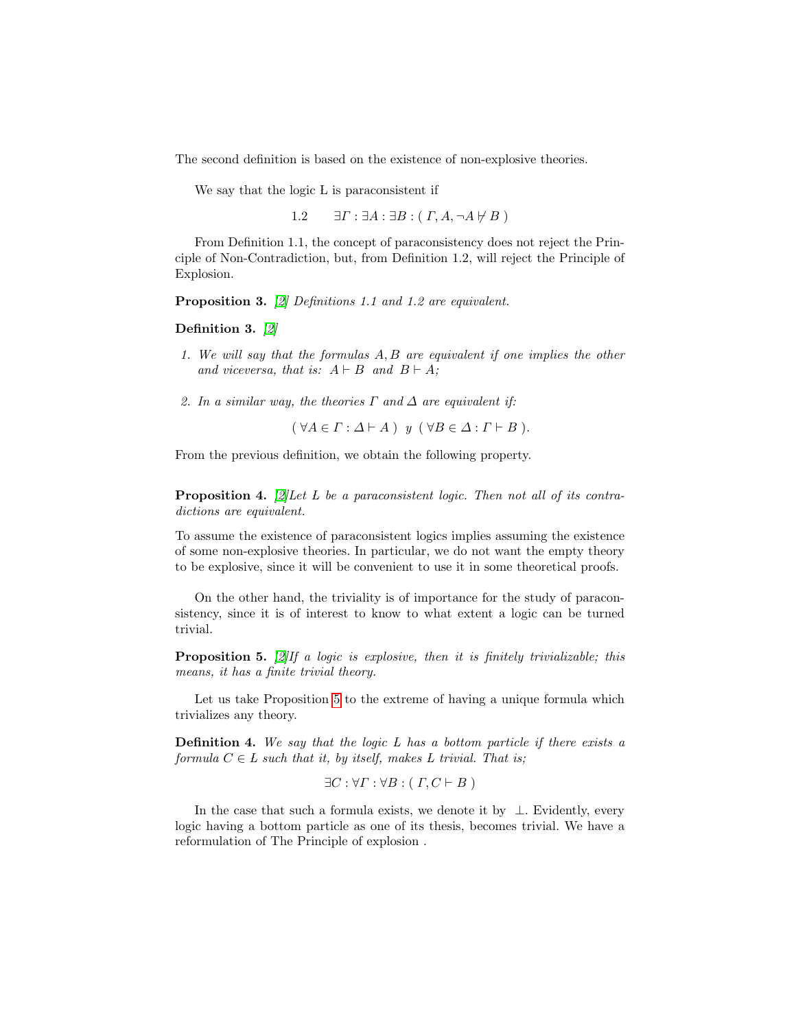The second definition is based on the existence of non-explosive theories.

We say that the logic Ł is paraconsistent if

$$1.2 \qquad \exists \Gamma : \exists A : \exists B : (\ \Gamma, A, \neg A \nvdash B\ )$$

From Definition 1.1, the concept of paraconsistency does not reject the Principle of Non-Contradiction, but, from Definition 1.2, will reject the Principle of Explosion.

**Proposition 3.** *[2] Definitions 1.1 and 1.2 are equivalent.*

**Definition 3.** *[2]*

1. *We will say that the formulas $A, B$ are equivalent if one implies the other and viceversa, that is: $A \vdash B$ and $B \vdash A$;*
2. *In a similar way, the theories $\Gamma$ and $\Delta$ are equivalent if:*

$$(\ \forall A \in \Gamma : \Delta \vdash A\ )\ \ y\ \ (\ \forall B \in \Delta : \Gamma \vdash B\ ).$$

From the previous definition, we obtain the following property.

**Proposition 4.** *[2]Let L be a paraconsistent logic. Then not all of its contradictions are equivalent.*

To assume the existence of paraconsistent logics implies assuming the existence of some non-explosive theories. In particular, we do not want the empty theory to be explosive, since it will be convenient to use it in some theoretical proofs.

On the other hand, the triviality is of importance for the study of paraconsistency, since it is of interest to know to what extent a logic can be turned trivial.

**Proposition 5.** *[2]If a logic is explosive, then it is finitely trivializable; this means, it has a finite trivial theory.*

Let us take Proposition 5 to the extreme of having a unique formula which trivializes any theory.

**Definition 4.** *We say that the logic L has a bottom particle if there exists a formula $C \in L$ such that it, by itself, makes L trivial. That is;*

$$\exists C : \forall \Gamma : \forall B : (\ \Gamma, C \vdash B\ )$$

In the case that such a formula exists, we denote it by $\bot$. Evidently, every logic having a bottom particle as one of its thesis, becomes trivial. We have a reformulation of The Principle of explosion .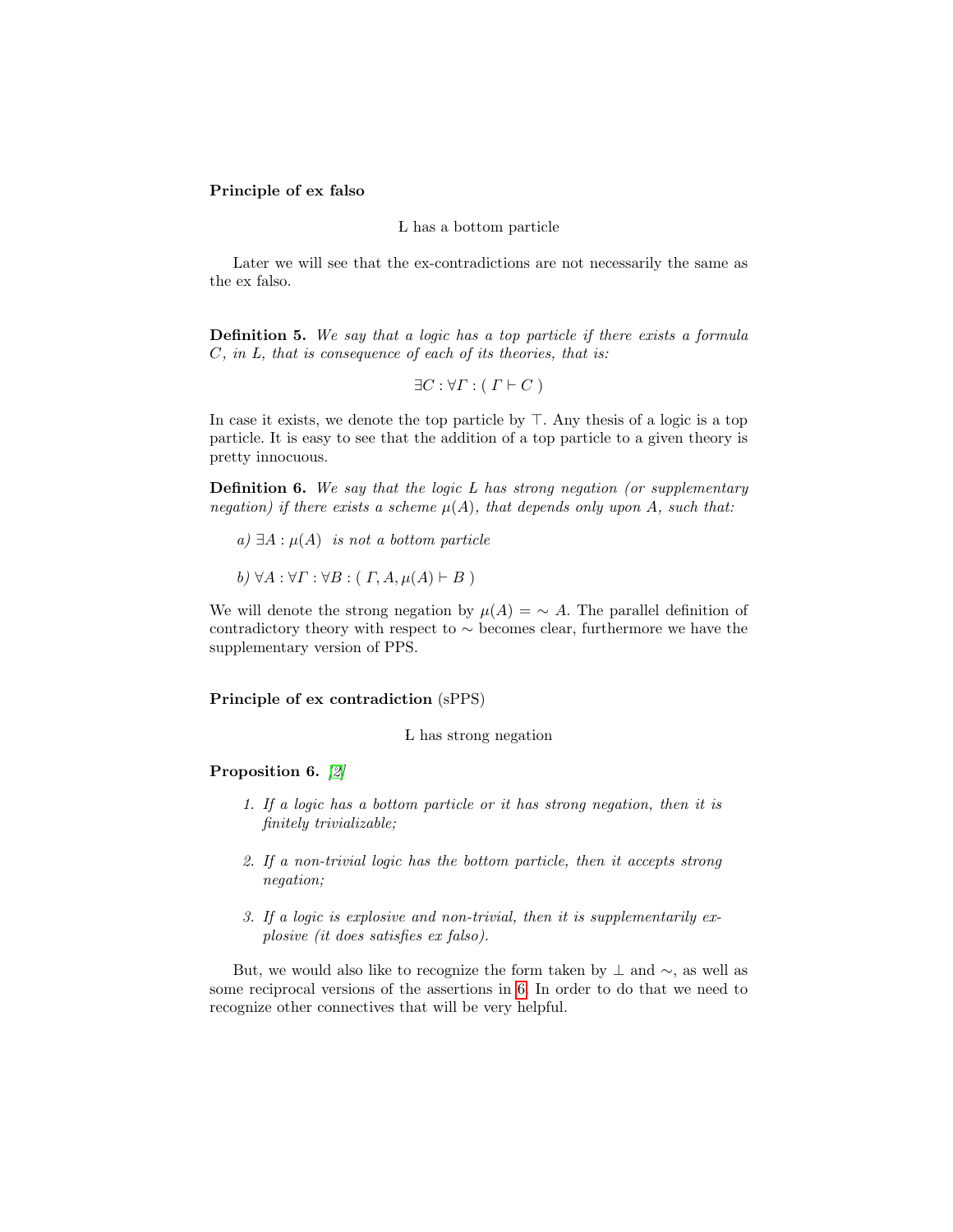**Principle of ex falso**

Ł has a bottom particle

Later we will see that the ex-contradictions are not necessarily the same as the ex falso.

**Definition 5.** *We say that a logic has a top particle if there exists a formula $C$, in $L$, that is consequence of each of its theories, that is:*

$$\exists C : \forall \Gamma : (\ \Gamma \vdash C\ )$$

In case it exists, we denote the top particle by $\top$. Any thesis of a logic is a top particle. It is easy to see that the addition of a top particle to a given theory is pretty innocuous.

**Definition 6.** *We say that the logic $L$ has strong negation (or supplementary negation) if there exists a scheme $\mu(A)$, that depends only upon $A$, such that:*

*a)* $\exists A : \mu(A)$ *is not a bottom particle*

*b)* $\forall A : \forall \Gamma : \forall B : (\ \Gamma, A, \mu(A) \vdash B\ )$

We will denote the strong negation by $\mu(A) = \sim A$. The parallel definition of contradictory theory with respect to $\sim$ becomes clear, furthermore we have the supplementary version of PPS.

**Principle of ex contradiction** (sPPS)

Ł has strong negation

**Proposition 6.** *[2]*

1. *If a logic has a bottom particle or it has strong negation, then it is finitely trivializable;*
2. *If a non-trivial logic has the bottom particle, then it accepts strong negation;*
3. *If a logic is explosive and non-trivial, then it is supplementarily explosive (it does satisfies ex falso).*

But, we would also like to recognize the form taken by $\perp$ and $\sim$, as well as some reciprocal versions of the assertions in 6. In order to do that we need to recognize other connectives that will be very helpful.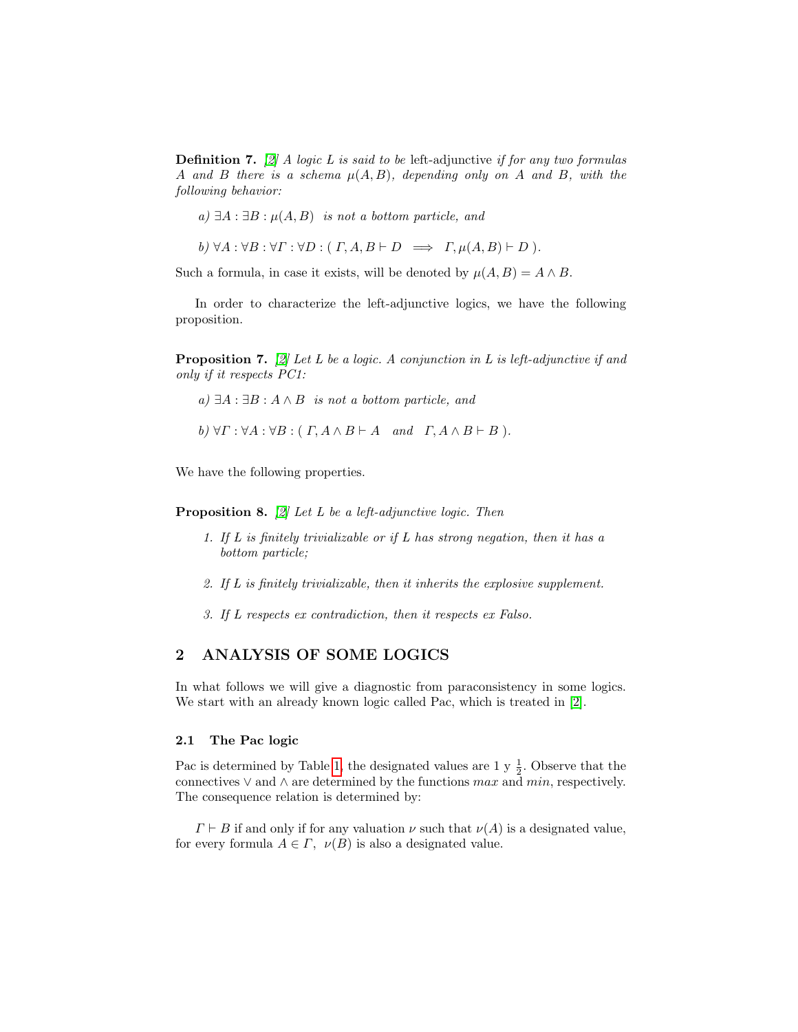**Definition 7.** [2] *A logic L is said to be* left-adjunctive *if for any two formulas A and B there is a schema $\mu(A, B)$, depending only on A and B, with the following behavior:*

*a)* $\exists A : \exists B : \mu(A, B)$ *is not a bottom particle, and*

*b)* $\forall A : \forall B : \forall \Gamma : \forall D : (\ \Gamma, A, B \vdash D \implies \Gamma, \mu(A, B) \vdash D\ ).$

Such a formula, in case it exists, will be denoted by $\mu(A, B) = A \wedge B$.

In order to characterize the left-adjunctive logics, we have the following proposition.

**Proposition 7.** [2] *Let L be a logic. A conjunction in L is left-adjunctive if and only if it respects PC1:*

*a)* $\exists A : \exists B : A \wedge B$ *is not a bottom particle, and*

*b)* $\forall \Gamma : \forall A : \forall B : (\ \Gamma, A \wedge B \vdash A$ *and* $\Gamma, A \wedge B \vdash B\ ).$

We have the following properties.

**Proposition 8.** [2] *Let L be a left-adjunctive logic. Then*

1. *If L is finitely trivializable or if L has strong negation, then it has a bottom particle;*
2. *If L is finitely trivializable, then it inherits the explosive supplement.*
3. *If L respects ex contradiction, then it respects ex Falso.*

## 2 ANALYSIS OF SOME LOGICS

In what follows we will give a diagnostic from paraconsistency in some logics. We start with an already known logic called Pac, which is treated in [2].

### 2.1 The Pac logic

Pac is determined by Table 1, the designated values are 1 y $\frac{1}{2}$. Observe that the connectives $\vee$ and $\wedge$ are determined by the functions *max* and *min*, respectively. The consequence relation is determined by:

$\Gamma \vdash B$ if and only if for any valuation $\nu$ such that $\nu(A)$ is a designated value, for every formula $A \in \Gamma$, $\nu(B)$ is also a designated value.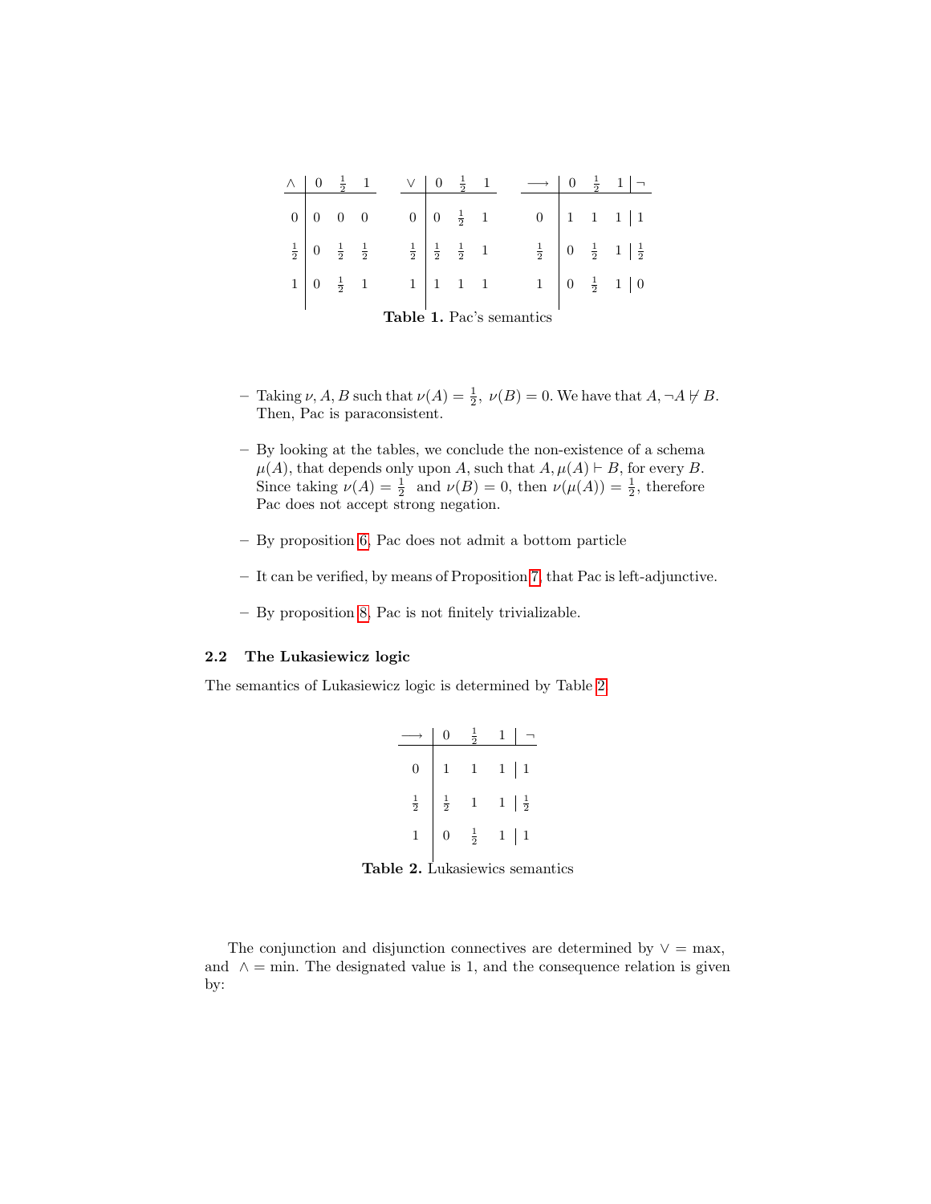| $\wedge$ | $0$ | $\frac{1}{2}$ | $1$ |
| --- | --- | --- | --- |
| $0$ | $0$ | $0$ | $0$ |
| $\frac{1}{2}$ | $0$ | $\frac{1}{2}$ | $\frac{1}{2}$ |
| $1$ | $0$ | $\frac{1}{2}$ | $1$ |

| $\vee$ | $0$ | $\frac{1}{2}$ | $1$ |
| --- | --- | --- | --- |
| $0$ | $0$ | $\frac{1}{2}$ | $1$ |
| $\frac{1}{2}$ | $\frac{1}{2}$ | $\frac{1}{2}$ | $1$ |
| $1$ | $1$ | $1$ | $1$ |

| $\longrightarrow$ | $0$ | $\frac{1}{2}$ | $1$ | $\neg$ |
| --- | --- | --- | --- | --- |
| $0$ | $1$ | $1$ | $1$ | $1$ |
| $\frac{1}{2}$ | $0$ | $\frac{1}{2}$ | $1$ | $\frac{1}{2}$ |
| $1$ | $0$ | $\frac{1}{2}$ | $1$ | $0$ |

**Table 1.** Pac's semantics

- Taking $\nu, A, B$ such that $\nu(A) = \frac{1}{2},\ \nu(B) = 0$. We have that $A, \neg A \nvdash B$. Then, Pac is paraconsistent.
- By looking at the tables, we conclude the non-existence of a schema $\mu(A)$, that depends only upon $A$, such that $A, \mu(A) \vdash B$, for every $B$. Since taking $\nu(A) = \frac{1}{2}$ and $\nu(B) = 0$, then $\nu(\mu(A)) = \frac{1}{2}$, therefore Pac does not accept strong negation.
- By proposition 6, Pac does not admit a bottom particle
- It can be verified, by means of Proposition 7, that Pac is left-adjunctive.
- By proposition 8, Pac is not finitely trivializable.

### 2.2 The Lukasiewicz logic

The semantics of Lukasiewicz logic is determined by Table 2.

| $\longrightarrow$ | $0$ | $\frac{1}{2}$ | $1$ | $\neg$ |
| --- | --- | --- | --- | --- |
| $0$ | $1$ | $1$ | $1$ | $1$ |
| $\frac{1}{2}$ | $\frac{1}{2}$ | $1$ | $1$ | $\frac{1}{2}$ |
| $1$ | $0$ | $\frac{1}{2}$ | $1$ | $1$ |

**Table 2.** Lukasiewics semantics

The conjunction and disjunction connectives are determined by $\vee = \max$, and $\wedge = \min$. The designated value is 1, and the consequence relation is given by: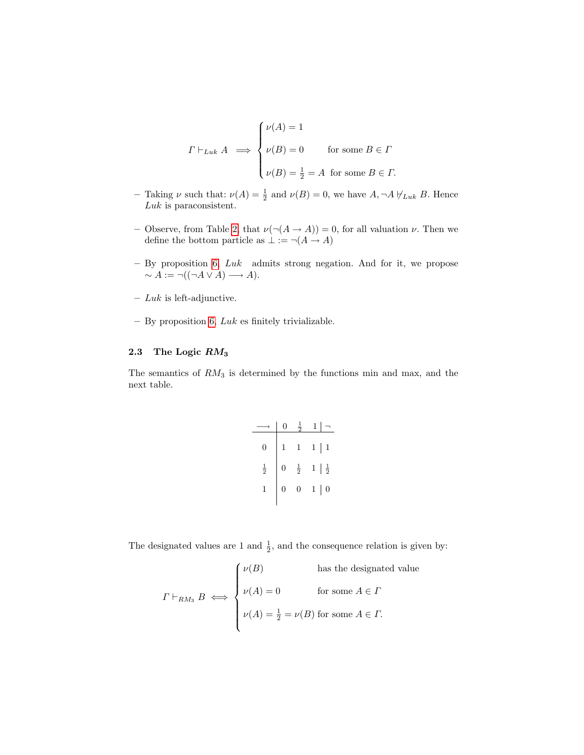$$
\Gamma \vdash_{Luk} A \implies \begin{cases} \nu(A) = 1 \\ \nu(B) = 0 \qquad \text{for some } B \in \Gamma \\ \nu(B) = \frac{1}{2} = A \ \text{ for some } B \in \Gamma. \end{cases}
$$

- Taking $\nu$ such that: $\nu(A) = \frac{1}{2}$ and $\nu(B) = 0$, we have $A, \neg A \nvdash_{Luk} B$. Hence *Luk* is paraconsistent.
- Observe, from Table 2, that $\nu(\neg(A \to A)) = 0$, for all valuation $\nu$. Then we define the bottom particle as $\bot := \neg(A \to A)$
- By proposition 6, *Luk* admits strong negation. And for it, we propose $\sim A := \neg((\neg A \vee A) \longrightarrow A)$.
- *Luk* is left-adjunctive.
- By proposition 6, *Luk* es finitely trivializable.

### 2.3 The Logic $RM_3$

The semantics of $RM_3$ is determined by the functions min and max, and the next table.

| $\longrightarrow$ | $0$ | $\frac{1}{2}$ | $1$ | $\neg$ |
|---|---|---|---|---|
| $0$ | $1$ | $1$ | $1$ | $1$ |
| $\frac{1}{2}$ | $0$ | $\frac{1}{2}$ | $1$ | $\frac{1}{2}$ |
| $1$ | $0$ | $0$ | $1$ | $0$ |

The designated values are 1 and $\frac{1}{2}$, and the consequence relation is given by:

$$
\Gamma \vdash_{RM_3} B \iff \begin{cases} \nu(B) \qquad\qquad \text{has the designated value} \\ \nu(A) = 0 \qquad\quad \text{for some } A \in \Gamma \\ \nu(A) = \frac{1}{2} = \nu(B) \ \text{for some } A \in \Gamma. \end{cases}
$$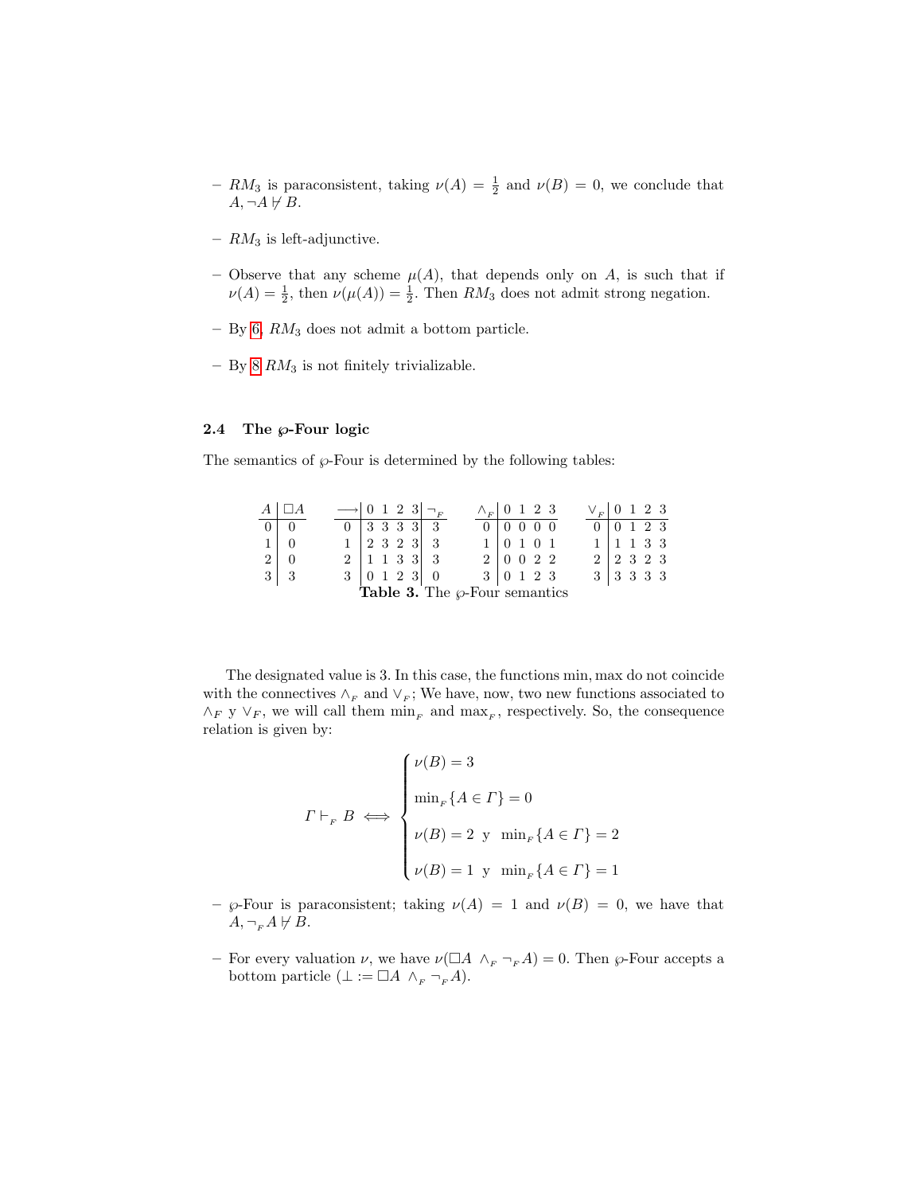- $RM_3$ is paraconsistent, taking $\nu(A) = \frac{1}{2}$ and $\nu(B) = 0$, we conclude that $A, \neg A \nvdash B$.

- $RM_3$ is left-adjunctive.

- Observe that any scheme $\mu(A)$, that depends only on $A$, is such that if $\nu(A) = \frac{1}{2}$, then $\nu(\mu(A)) = \frac{1}{2}$. Then $RM_3$ does not admit strong negation.

- By 6, $RM_3$ does not admit a bottom particle.

- By 8 $RM_3$ is not finitely trivializable.

### 2.4 The ℘-Four logic

The semantics of ℘-Four is determined by the following tables:

| $A$ | $\Box A$ |
|---|---|
| 0 | 0 |
| 1 | 0 |
| 2 | 0 |
| 3 | 3 |

| $\longrightarrow$ | 0 | 1 | 2 | 3 | $\neg_F$ |
|---|---|---|---|---|---|
| 0 | 3 | 3 | 3 | 3 | 3 |
| 1 | 2 | 3 | 2 | 3 | 3 |
| 2 | 1 | 1 | 3 | 3 | 3 |
| 3 | 0 | 1 | 2 | 3 | 0 |

| $\wedge_F$ | 0 | 1 | 2 | 3 |
|---|---|---|---|---|
| 0 | 0 | 0 | 0 | 0 |
| 1 | 0 | 1 | 0 | 1 |
| 2 | 0 | 0 | 2 | 2 |
| 3 | 0 | 1 | 2 | 3 |

| $\vee_F$ | 0 | 1 | 2 | 3 |
|---|---|---|---|---|
| 0 | 0 | 1 | 2 | 3 |
| 1 | 1 | 1 | 3 | 3 |
| 2 | 2 | 3 | 2 | 3 |
| 3 | 3 | 3 | 3 | 3 |

**Table 3.** The ℘-Four semantics

The designated value is 3. In this case, the functions min, max do not coincide with the connectives $\wedge_F$ and $\vee_F$; We have, now, two new functions associated to $\wedge_F$ y $\vee_F$, we will call them $\min_F$ and $\max_F$, respectively. So, the consequence relation is given by:

$$\Gamma \vdash_F B \iff \begin{cases} \nu(B) = 3 \\ \min_F\{A \in \Gamma\} = 0 \\ \nu(B) = 2 \text{ y } \min_F\{A \in \Gamma\} = 2 \\ \nu(B) = 1 \text{ y } \min_F\{A \in \Gamma\} = 1 \end{cases}$$

- ℘-Four is paraconsistent; taking $\nu(A) = 1$ and $\nu(B) = 0$, we have that $A, \neg_F A \nvdash B$.

- For every valuation $\nu$, we have $\nu(\Box A \wedge_F \neg_F A) = 0$. Then ℘-Four accepts a bottom particle ($\bot := \Box A \wedge_F \neg_F A$).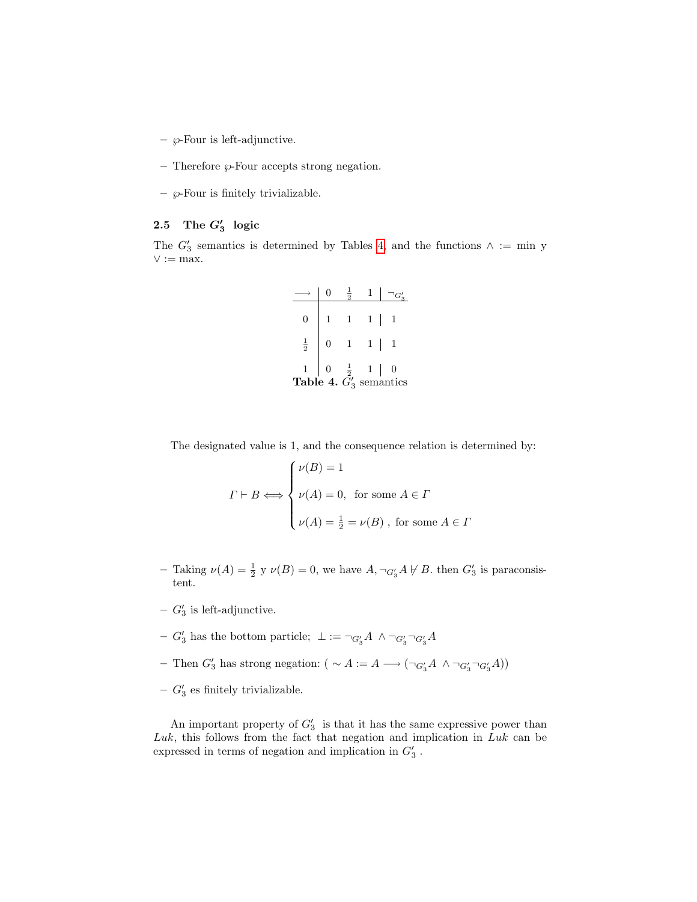- $\wp$-Four is left-adjunctive.
- Therefore $\wp$-Four accepts strong negation.
- $\wp$-Four is finitely trivializable.

### 2.5 The $G_3'$ logic

The $G_3'$ semantics is determined by Tables 4, and the functions $\wedge := \min$ y $\vee := \max$.

| $\longrightarrow$ | 0 | $\frac{1}{2}$ | 1 | $\neg_{G_3'}$ |
|---|---|---|---|---|
| 0 | 1 | 1 | 1 | 1 |
| $\frac{1}{2}$ | 0 | 1 | 1 | 1 |
| 1 | 0 | $\frac{1}{2}$ | 1 | 0 |

**Table 4.** $G_3'$ semantics

The designated value is 1, and the consequence relation is determined by:

$$\Gamma \vdash B \Longleftrightarrow \begin{cases} \nu(B) = 1 \\ \nu(A) = 0, \text{ for some } A \in \Gamma \\ \nu(A) = \frac{1}{2} = \nu(B) \text{ , for some } A \in \Gamma \end{cases}$$

- Taking $\nu(A) = \frac{1}{2}$ y $\nu(B) = 0$, we have $A, \neg_{G_3'} A \nvdash B$. then $G_3'$ is paraconsistent.
- $G_3'$ is left-adjunctive.
- $G_3'$ has the bottom particle; $\perp := \neg_{G_3'} A \wedge \neg_{G_3'} \neg_{G_3'} A$
- Then $G_3'$ has strong negation: ( $\sim A := A \longrightarrow (\neg_{G_3'} A \wedge \neg_{G_3'} \neg_{G_3'} A)$)
- $G_3'$ es finitely trivializable.

An important property of $G_3'$ is that it has the same expressive power than *Luk*, this follows from the fact that negation and implication in *Luk* can be expressed in terms of negation and implication in $G_3'$.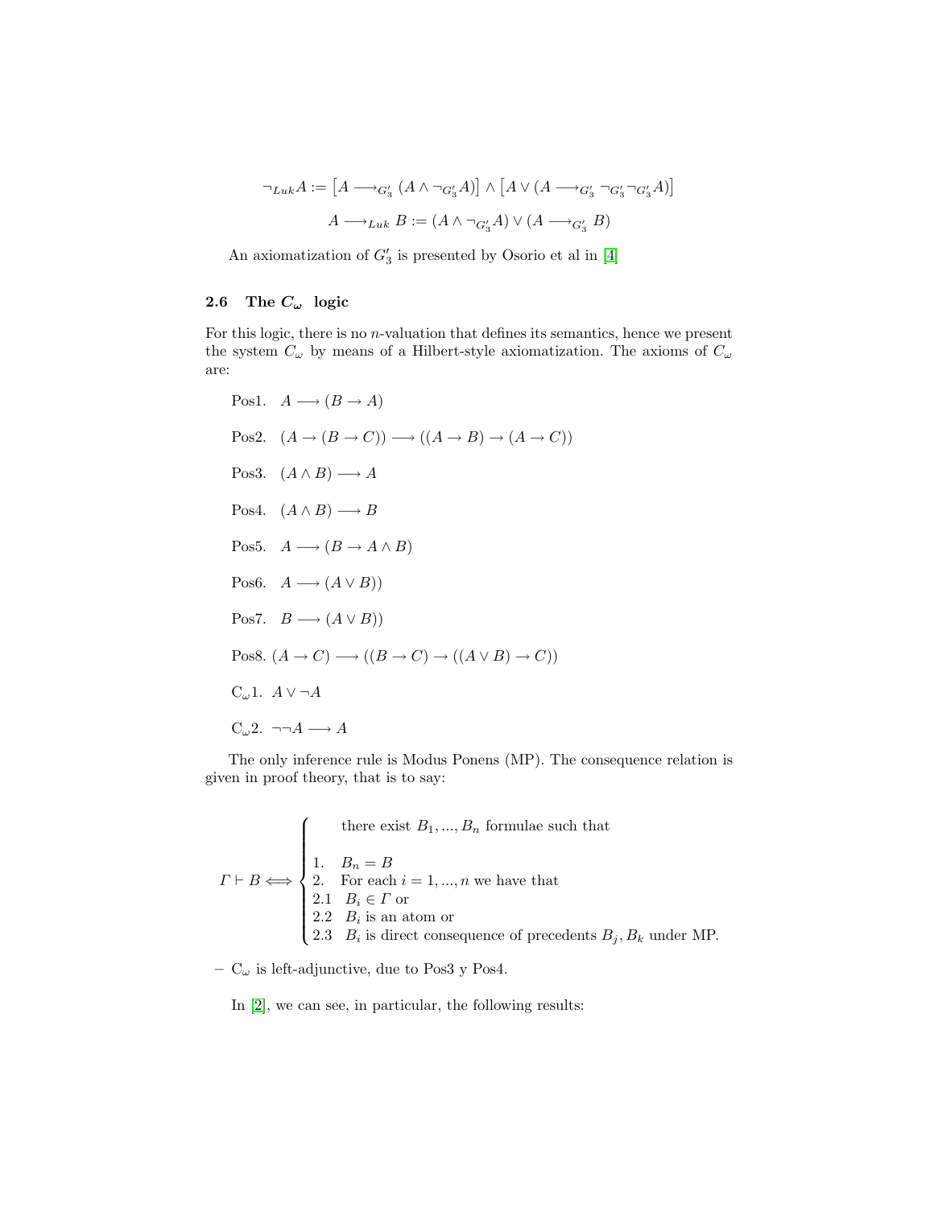$$\neg_{Luk} A := \left[A \longrightarrow_{G_3'} (A \wedge \neg_{G_3'} A)\right] \wedge \left[A \vee (A \longrightarrow_{G_3'} \neg_{G_3'} \neg_{G_3'} A)\right]$$

$$A \longrightarrow_{Luk} B := (A \wedge \neg_{G_3'} A) \vee (A \longrightarrow_{G_3'} B)$$

An axiomatization of $G_3'$ is presented by Osorio et al in [4]

### 2.6 The $C_\omega$ logic

For this logic, there is no $n$-valuation that defines its semantics, hence we present the system $C_\omega$ by means of a Hilbert-style axiomatization. The axioms of $C_\omega$ are:

Pos1. $A \longrightarrow (B \rightarrow A)$

Pos2. $(A \rightarrow (B \rightarrow C)) \longrightarrow ((A \rightarrow B) \rightarrow (A \rightarrow C))$

Pos3. $(A \wedge B) \longrightarrow A$

Pos4. $(A \wedge B) \longrightarrow B$

Pos5. $A \longrightarrow (B \rightarrow A \wedge B)$

Pos6. $A \longrightarrow (A \vee B))$

Pos7. $B \longrightarrow (A \vee B))$

Pos8. $(A \rightarrow C) \longrightarrow ((B \rightarrow C) \rightarrow ((A \vee B) \rightarrow C))$

$\mathrm{C}_\omega 1$. $A \vee \neg A$

$\mathrm{C}_\omega 2$. $\neg\neg A \longrightarrow A$

The only inference rule is Modus Ponens (MP). The consequence relation is given in proof theory, that is to say:

$$\Gamma \vdash B \Longleftrightarrow \begin{cases} \quad \text{there exist } B_1, ..., B_n \text{ formulae such that} \\ \\ 1. \quad B_n = B \\ 2. \quad \text{For each } i = 1, ..., n \text{ we have that} \\ 2.1 \quad B_i \in \Gamma \text{ or} \\ 2.2 \quad B_i \text{ is an atom or} \\ 2.3 \quad B_i \text{ is direct consequence of precedents } B_j, B_k \text{ under MP.} \end{cases}$$

– $\mathrm{C}_\omega$ is left-adjunctive, due to Pos3 y Pos4.

In [2], we can see, in particular, the following results: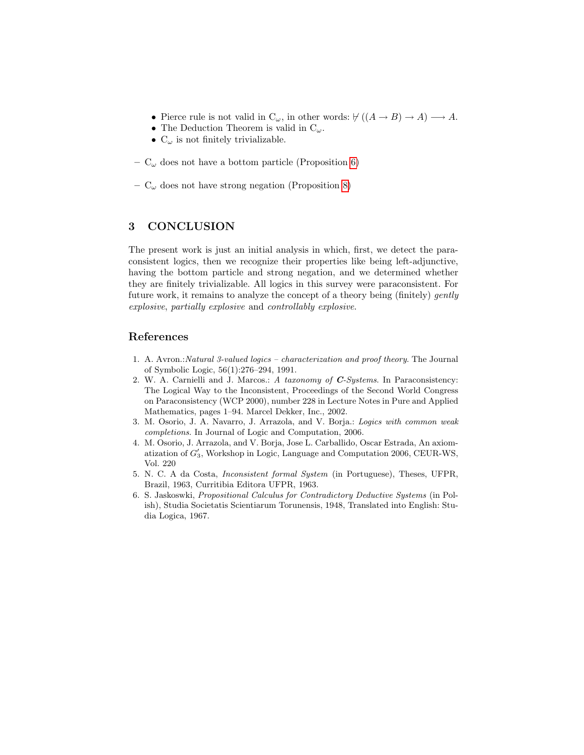- Pierce rule is not valid in $C_\omega$, in other words: $\not\vdash ((A \to B) \to A) \longrightarrow A$.
  - The Deduction Theorem is valid in $C_\omega$.
  - $C_\omega$ is not finitely trivializable.

– $C_\omega$ does not have a bottom particle (Proposition 6)

– $C_\omega$ does not have strong negation (Proposition 8)

## 3 CONCLUSION

The present work is just an initial analysis in which, first, we detect the paraconsistent logics, then we recognize their properties like being left-adjunctive, having the bottom particle and strong negation, and we determined whether they are finitely trivializable. All logics in this survey were paraconsistent. For future work, it remains to analyze the concept of a theory being (finitely) *gently explosive*, *partially explosive* and *controllably explosive*.

## References

1. A. Avron.:*Natural 3-valued logics – characterization and proof theory*. The Journal of Symbolic Logic, 56(1):276–294, 1991.
2. W. A. Carnielli and J. Marcos.: *A taxonomy of **C**-Systems*. In Paraconsistency: The Logical Way to the Inconsistent, Proceedings of the Second World Congress on Paraconsistency (WCP 2000), number 228 in Lecture Notes in Pure and Applied Mathematics, pages 1–94. Marcel Dekker, Inc., 2002.
3. M. Osorio, J. A. Navarro, J. Arrazola, and V. Borja.: *Logics with common weak completions*. In Journal of Logic and Computation, 2006.
4. M. Osorio, J. Arrazola, and V. Borja, Jose L. Carballido, Oscar Estrada, An axiomatization of $G'_3$, Workshop in Logic, Language and Computation 2006, CEUR-WS, Vol. 220
5. N. C. A da Costa, *Inconsistent formal System* (in Portuguese), Theses, UFPR, Brazil, 1963, Curritibia Editora UFPR, 1963.
6. S. Jaskoswki, *Propositional Calculus for Contradictory Deductive Systems* (in Polish), Studia Societatis Scientiarum Torunensis, 1948, Translated into English: Studia Logica, 1967.